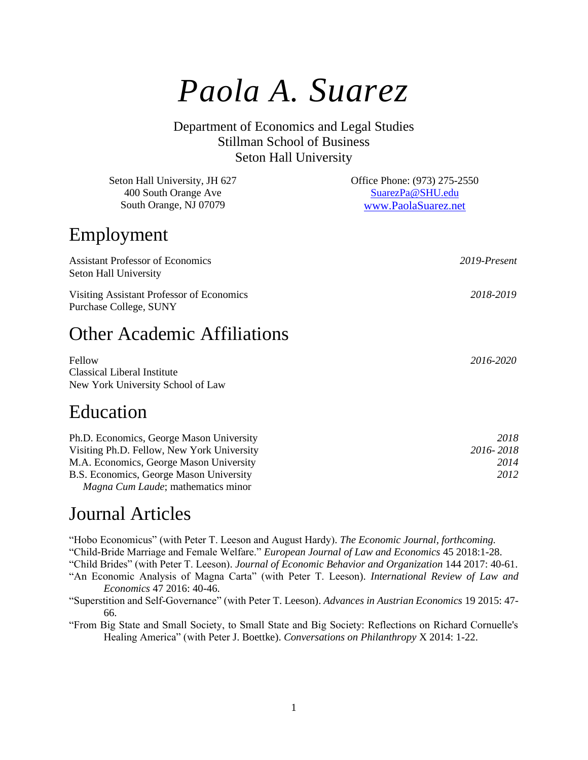# *Paola A. Suarez*

Department of Economics and Legal Studies
Stillman School of Business
Seton Hall University

Seton Hall University, JH 627
400 South Orange Ave
South Orange, NJ 07079

Office Phone: (973) 275-2550
SuarezPa@SHU.edu
www.PaolaSuarez.net

## Employment

Assistant Professor of Economics — *2019-Present*
Seton Hall University

Visiting Assistant Professor of Economics — *2018-2019*
Purchase College, SUNY

## Other Academic Affiliations

Fellow — *2016-2020*
Classical Liberal Institute
New York University School of Law

## Education

Ph.D. Economics, George Mason University — *2018*
Visiting Ph.D. Fellow, New York University — *2016- 2018*
M.A. Economics, George Mason University — *2014*
B.S. Economics, George Mason University — *2012*
*Magna Cum Laude*; mathematics minor

## Journal Articles

"Hobo Economicus" (with Peter T. Leeson and August Hardy). *The Economic Journal, forthcoming.*

"Child-Bride Marriage and Female Welfare." *European Journal of Law and Economics* 45 2018:1-28.

"Child Brides" (with Peter T. Leeson). *Journal of Economic Behavior and Organization* 144 2017: 40-61.

"An Economic Analysis of Magna Carta" (with Peter T. Leeson). *International Review of Law and Economics* 47 2016: 40-46.

"Superstition and Self-Governance" (with Peter T. Leeson). *Advances in Austrian Economics* 19 2015: 47-66.

"From Big State and Small Society, to Small State and Big Society: Reflections on Richard Cornuelle's Healing America" (with Peter J. Boettke). *Conversations on Philanthropy* X 2014: 1-22.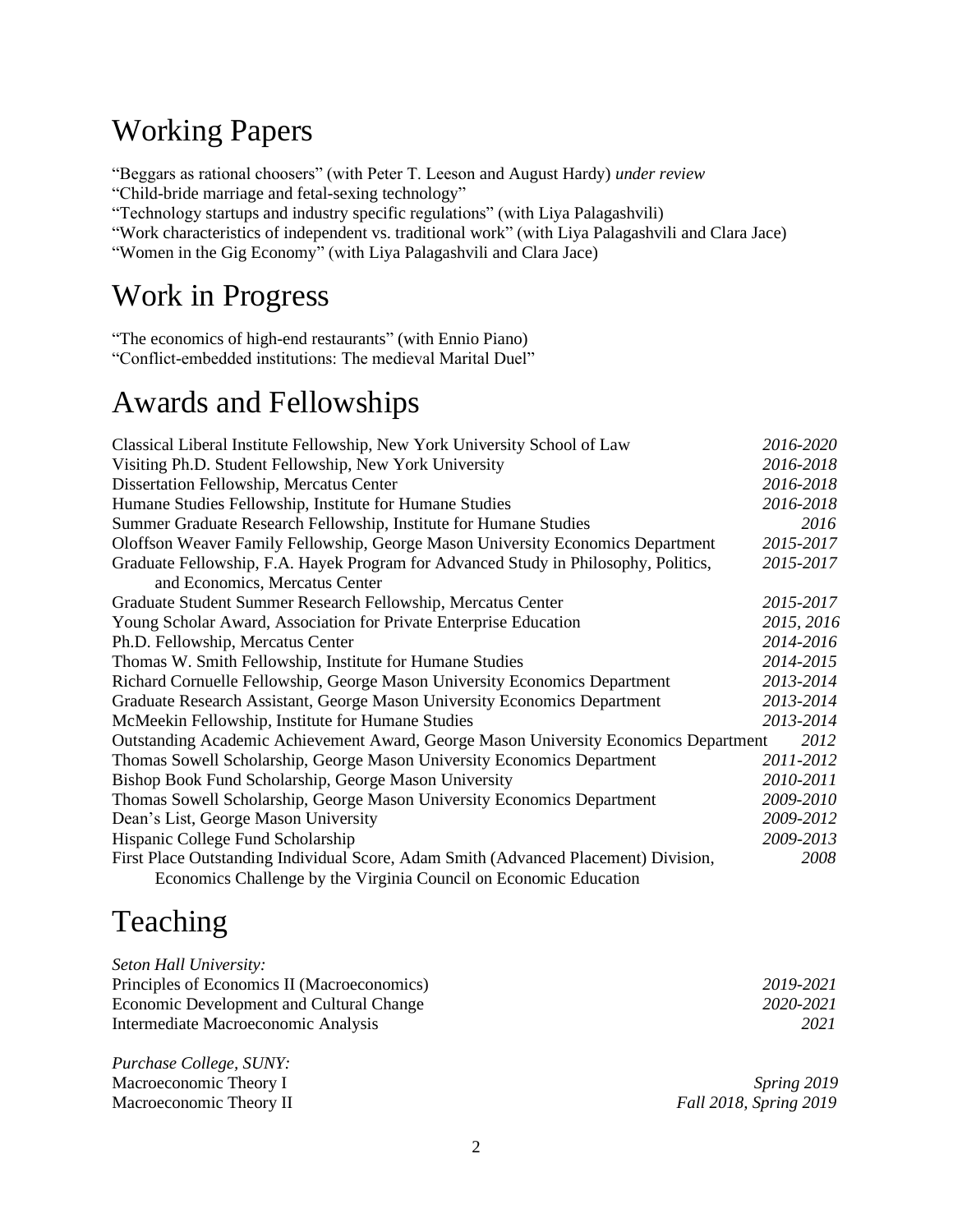## Working Papers

"Beggars as rational choosers" (with Peter T. Leeson and August Hardy) *under review*
"Child-bride marriage and fetal-sexing technology"
"Technology startups and industry specific regulations" (with Liya Palagashvili)
"Work characteristics of independent vs. traditional work" (with Liya Palagashvili and Clara Jace)
"Women in the Gig Economy" (with Liya Palagashvili and Clara Jace)

## Work in Progress

"The economics of high-end restaurants" (with Ennio Piano)
"Conflict-embedded institutions: The medieval Marital Duel"

## Awards and Fellowships

| | |
|---|---|
| Classical Liberal Institute Fellowship, New York University School of Law | *2016-2020* |
| Visiting Ph.D. Student Fellowship, New York University | *2016-2018* |
| Dissertation Fellowship, Mercatus Center | *2016-2018* |
| Humane Studies Fellowship, Institute for Humane Studies | *2016-2018* |
| Summer Graduate Research Fellowship, Institute for Humane Studies | *2016* |
| Oloffson Weaver Family Fellowship, George Mason University Economics Department | *2015-2017* |
| Graduate Fellowship, F.A. Hayek Program for Advanced Study in Philosophy, Politics, and Economics, Mercatus Center | *2015-2017* |
| Graduate Student Summer Research Fellowship, Mercatus Center | *2015-2017* |
| Young Scholar Award, Association for Private Enterprise Education | *2015, 2016* |
| Ph.D. Fellowship, Mercatus Center | *2014-2016* |
| Thomas W. Smith Fellowship, Institute for Humane Studies | *2014-2015* |
| Richard Cornuelle Fellowship, George Mason University Economics Department | *2013-2014* |
| Graduate Research Assistant, George Mason University Economics Department | *2013-2014* |
| McMeekin Fellowship, Institute for Humane Studies | *2013-2014* |
| Outstanding Academic Achievement Award, George Mason University Economics Department | *2012* |
| Thomas Sowell Scholarship, George Mason University Economics Department | *2011-2012* |
| Bishop Book Fund Scholarship, George Mason University | *2010-2011* |
| Thomas Sowell Scholarship, George Mason University Economics Department | *2009-2010* |
| Dean's List, George Mason University | *2009-2012* |
| Hispanic College Fund Scholarship | *2009-2013* |
| First Place Outstanding Individual Score, Adam Smith (Advanced Placement) Division, Economics Challenge by the Virginia Council on Economic Education | *2008* |

## Teaching

*Seton Hall University:*

| | |
|---|---|
| Principles of Economics II (Macroeconomics) | *2019-2021* |
| Economic Development and Cultural Change | *2020-2021* |
| Intermediate Macroeconomic Analysis | *2021* |

*Purchase College, SUNY:*

| | |
|---|---|
| Macroeconomic Theory I | *Spring 2019* |
| Macroeconomic Theory II | *Fall 2018, Spring 2019* |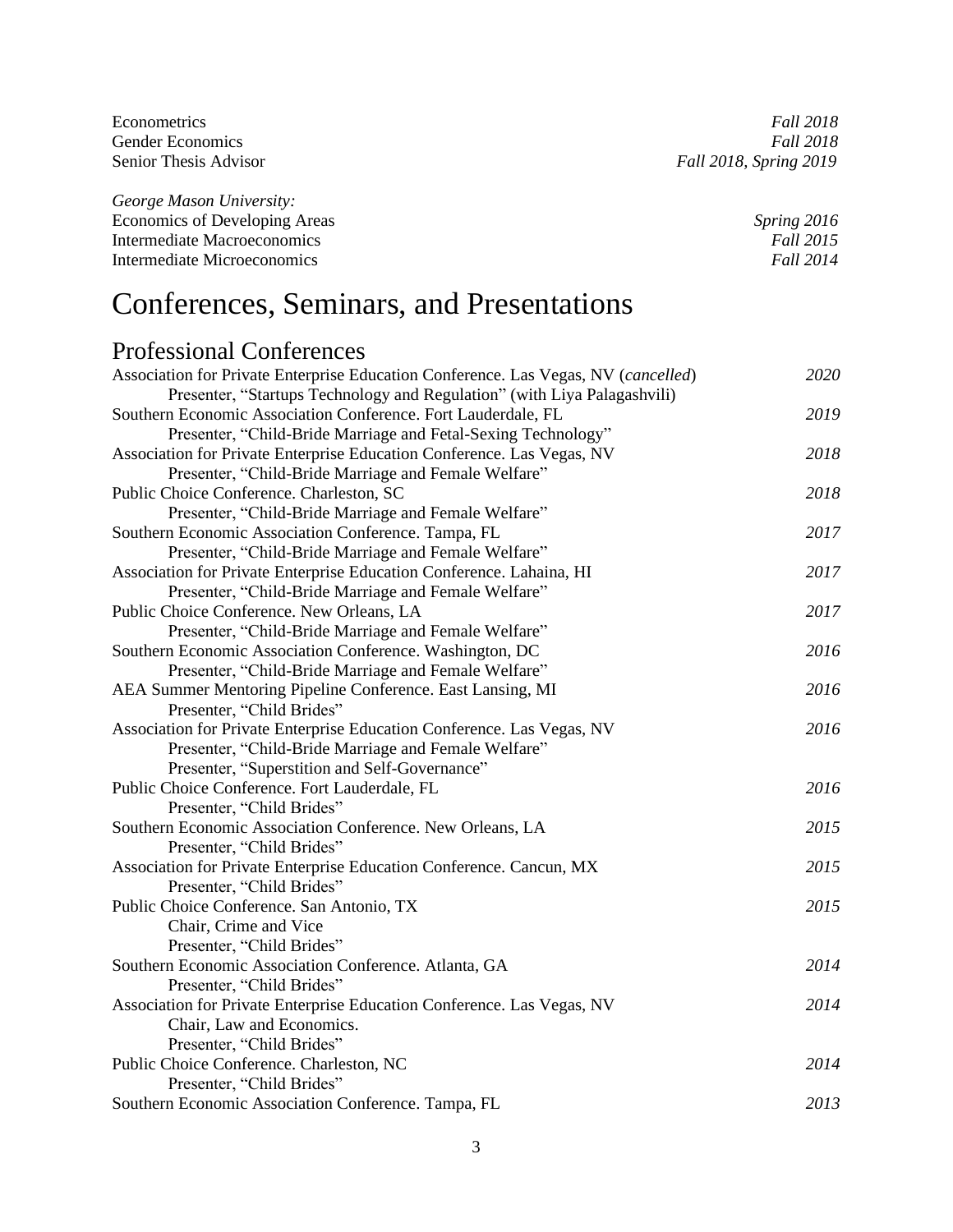Econometrics *Fall 2018*
Gender Economics *Fall 2018*
Senior Thesis Advisor *Fall 2018, Spring 2019*

*George Mason University:*
Economics of Developing Areas *Spring 2016*
Intermediate Macroeconomics *Fall 2015*
Intermediate Microeconomics *Fall 2014*

# Conferences, Seminars, and Presentations

## Professional Conferences

Association for Private Enterprise Education Conference. Las Vegas, NV (*cancelled*) *2020*
Presenter, "Startups Technology and Regulation" (with Liya Palagashvili)

Southern Economic Association Conference. Fort Lauderdale, FL *2019*
Presenter, "Child-Bride Marriage and Fetal-Sexing Technology"

Association for Private Enterprise Education Conference. Las Vegas, NV *2018*
Presenter, "Child-Bride Marriage and Female Welfare"

Public Choice Conference. Charleston, SC *2018*
Presenter, "Child-Bride Marriage and Female Welfare"

Southern Economic Association Conference. Tampa, FL *2017*
Presenter, "Child-Bride Marriage and Female Welfare"

Association for Private Enterprise Education Conference. Lahaina, HI *2017*
Presenter, "Child-Bride Marriage and Female Welfare"

Public Choice Conference. New Orleans, LA *2017*
Presenter, "Child-Bride Marriage and Female Welfare"

Southern Economic Association Conference. Washington, DC *2016*
Presenter, "Child-Bride Marriage and Female Welfare"

AEA Summer Mentoring Pipeline Conference. East Lansing, MI *2016*
Presenter, "Child Brides"

Association for Private Enterprise Education Conference. Las Vegas, NV *2016*
Presenter, "Child-Bride Marriage and Female Welfare"
Presenter, "Superstition and Self-Governance"

Public Choice Conference. Fort Lauderdale, FL *2016*
Presenter, "Child Brides"

Southern Economic Association Conference. New Orleans, LA *2015*
Presenter, "Child Brides"

Association for Private Enterprise Education Conference. Cancun, MX *2015*
Presenter, "Child Brides"

Public Choice Conference. San Antonio, TX *2015*
Chair, Crime and Vice
Presenter, "Child Brides"

Southern Economic Association Conference. Atlanta, GA *2014*
Presenter, "Child Brides"

Association for Private Enterprise Education Conference. Las Vegas, NV *2014*
Chair, Law and Economics.
Presenter, "Child Brides"

Public Choice Conference. Charleston, NC *2014*
Presenter, "Child Brides"

Southern Economic Association Conference. Tampa, FL *2013*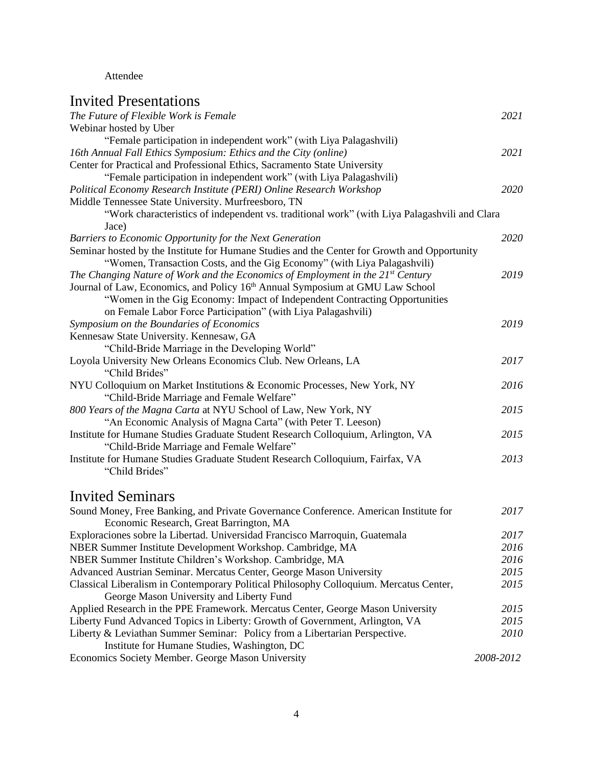Attendee

## Invited Presentations

*The Future of Flexible Work is Female* — *2021*
Webinar hosted by Uber
"Female participation in independent work" (with Liya Palagashvili)

*16th Annual Fall Ethics Symposium: Ethics and the City (online)* — *2021*
Center for Practical and Professional Ethics, Sacramento State University
"Female participation in independent work" (with Liya Palagashvili)

*Political Economy Research Institute (PERI) Online Research Workshop* — *2020*
Middle Tennessee State University. Murfreesboro, TN
"Work characteristics of independent vs. traditional work" (with Liya Palagashvili and Clara Jace)

*Barriers to Economic Opportunity for the Next Generation* — *2020*
Seminar hosted by the Institute for Humane Studies and the Center for Growth and Opportunity
"Women, Transaction Costs, and the Gig Economy" (with Liya Palagashvili)

*The Changing Nature of Work and the Economics of Employment in the 21st Century* — *2019*
Journal of Law, Economics, and Policy 16th Annual Symposium at GMU Law School
"Women in the Gig Economy: Impact of Independent Contracting Opportunities on Female Labor Force Participation" (with Liya Palagashvili)

*Symposium on the Boundaries of Economics* — *2019*
Kennesaw State University. Kennesaw, GA
"Child-Bride Marriage in the Developing World"

Loyola University New Orleans Economics Club. New Orleans, LA — *2017*
"Child Brides"

NYU Colloquium on Market Institutions & Economic Processes, New York, NY — *2016*
"Child-Bride Marriage and Female Welfare"

*800 Years of the Magna Carta* at NYU School of Law, New York, NY — *2015*
"An Economic Analysis of Magna Carta" (with Peter T. Leeson)

Institute for Humane Studies Graduate Student Research Colloquium, Arlington, VA — *2015*
"Child-Bride Marriage and Female Welfare"

Institute for Humane Studies Graduate Student Research Colloquium, Fairfax, VA — *2013*
"Child Brides"

## Invited Seminars

Sound Money, Free Banking, and Private Governance Conference. American Institute for Economic Research, Great Barrington, MA — *2017*

Exploraciones sobre la Libertad. Universidad Francisco Marroquin, Guatemala — *2017*

NBER Summer Institute Development Workshop. Cambridge, MA — *2016*

NBER Summer Institute Children's Workshop. Cambridge, MA — *2016*

Advanced Austrian Seminar. Mercatus Center, George Mason University — *2015*

Classical Liberalism in Contemporary Political Philosophy Colloquium. Mercatus Center, George Mason University and Liberty Fund — *2015*

Applied Research in the PPE Framework. Mercatus Center, George Mason University — *2015*

Liberty Fund Advanced Topics in Liberty: Growth of Government, Arlington, VA — *2015*

Liberty & Leviathan Summer Seminar: Policy from a Libertarian Perspective. Institute for Humane Studies, Washington, DC — *2010*

Economics Society Member. George Mason University — *2008-2012*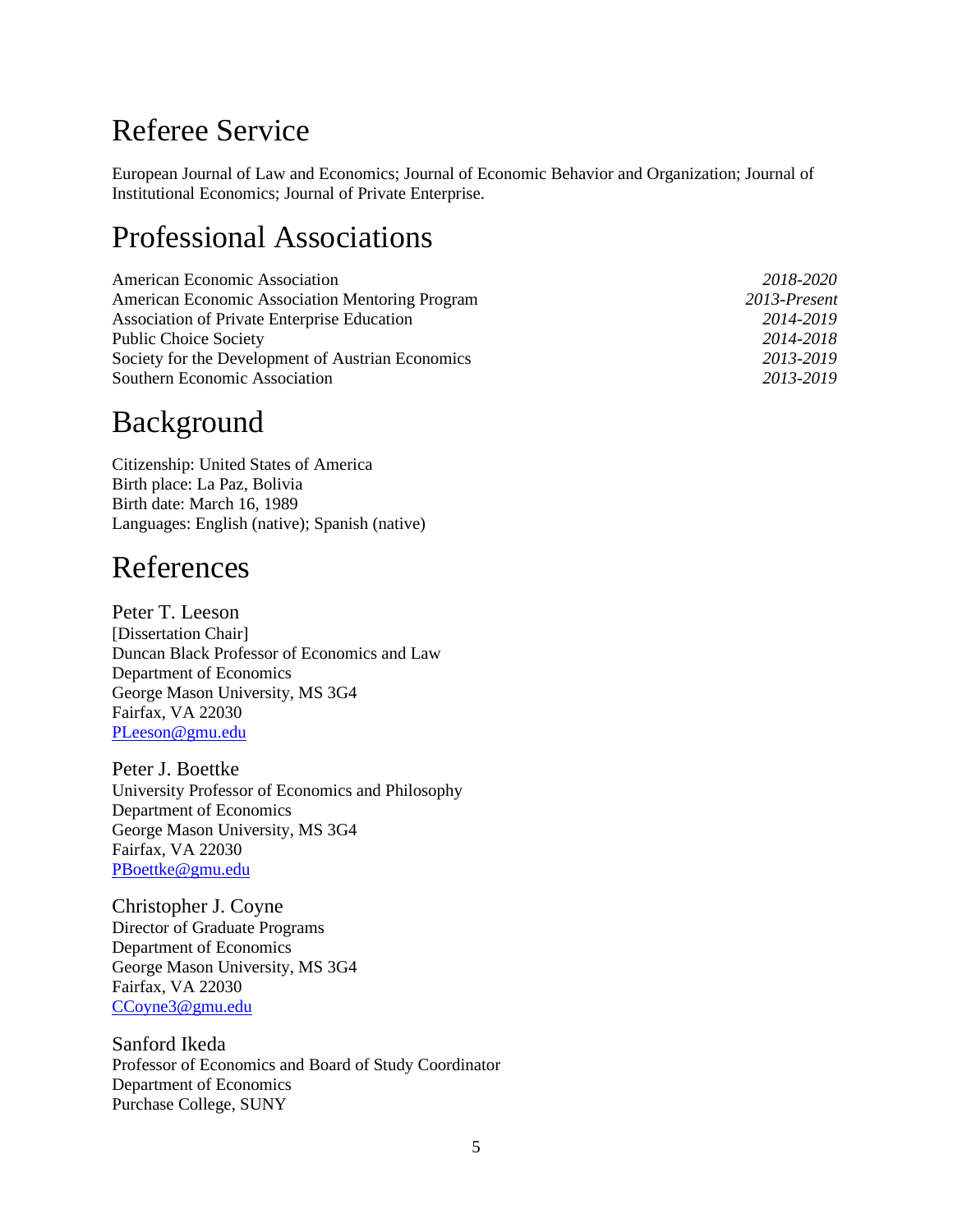## Referee Service

European Journal of Law and Economics; Journal of Economic Behavior and Organization; Journal of Institutional Economics; Journal of Private Enterprise.

## Professional Associations

| | |
|---|---|
| American Economic Association | *2018-2020* |
| American Economic Association Mentoring Program | *2013-Present* |
| Association of Private Enterprise Education | *2014-2019* |
| Public Choice Society | *2014-2018* |
| Society for the Development of Austrian Economics | *2013-2019* |
| Southern Economic Association | *2013-2019* |

## Background

Citizenship: United States of America
Birth place: La Paz, Bolivia
Birth date: March 16, 1989
Languages: English (native); Spanish (native)

## References

Peter T. Leeson
[Dissertation Chair]
Duncan Black Professor of Economics and Law
Department of Economics
George Mason University, MS 3G4
Fairfax, VA 22030
PLeeson@gmu.edu

Peter J. Boettke
University Professor of Economics and Philosophy
Department of Economics
George Mason University, MS 3G4
Fairfax, VA 22030
PBoettke@gmu.edu

Christopher J. Coyne
Director of Graduate Programs
Department of Economics
George Mason University, MS 3G4
Fairfax, VA 22030
CCoyne3@gmu.edu

Sanford Ikeda
Professor of Economics and Board of Study Coordinator
Department of Economics
Purchase College, SUNY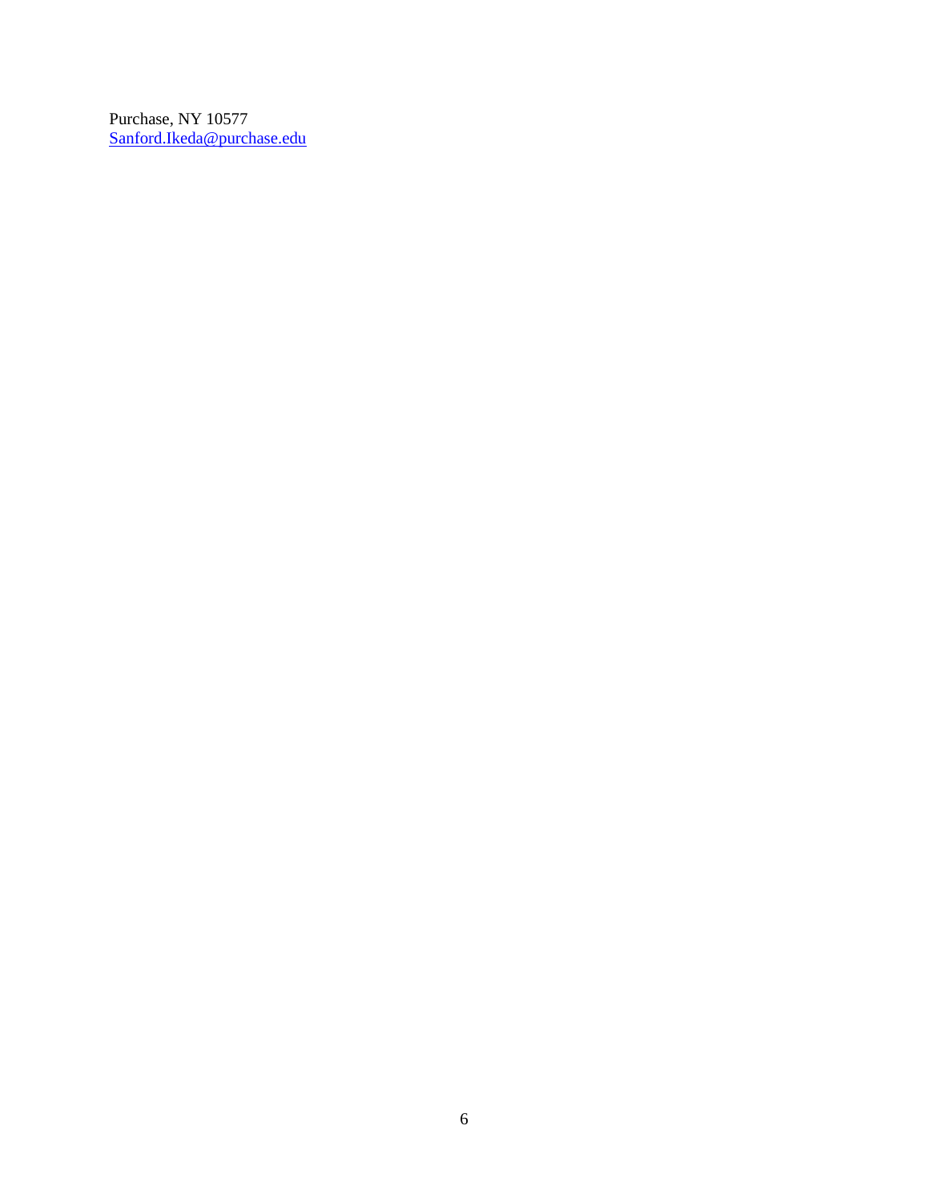Purchase, NY 10577
Sanford.Ikeda@purchase.edu